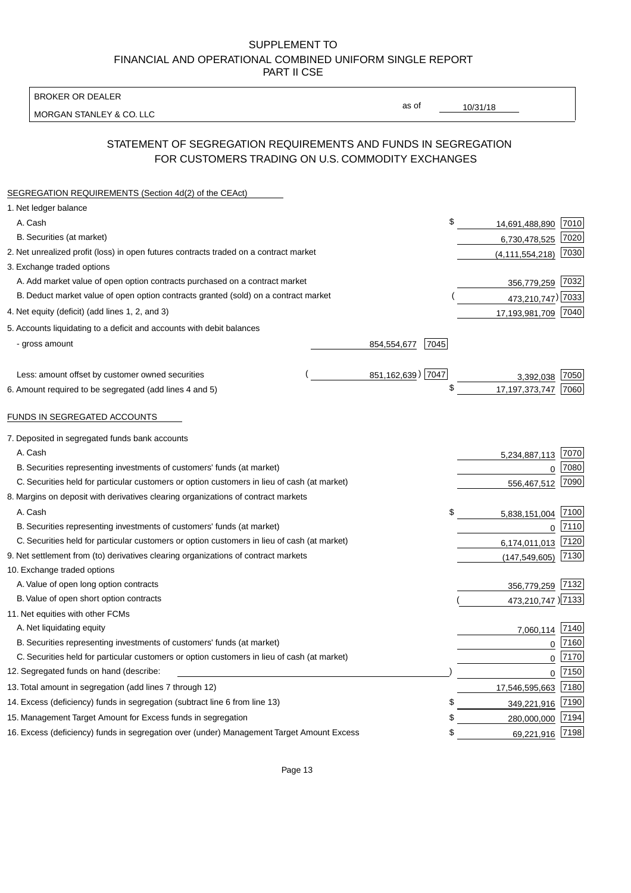SUPPLEMENT TO
FINANCIAL AND OPERATIONAL COMBINED UNIFORM SINGLE REPORT
PART II CSE

BROKER OR DEALER

MORGAN STANLEY & CO. LLC

as of 10/31/18

## STATEMENT OF SEGREGATION REQUIREMENTS AND FUNDS IN SEGREGATION FOR CUSTOMERS TRADING ON U.S. COMMODITY EXCHANGES

SEGREGATION REQUIREMENTS (Section 4d(2) of the CEAct)

| | | | | |
|---|---|---|---|---|
| 1. Net ledger balance | | | | |
| A. Cash | | | $ 14,691,488,890 | 7010 |
| B. Securities (at market) | | | 6,730,478,525 | 7020 |
| 2. Net unrealized profit (loss) in open futures contracts traded on a contract market | | | (4,111,554,218) | 7030 |
| 3. Exchange traded options | | | | |
| A. Add market value of open option contracts purchased on a contract market | | | 356,779,259 | 7032 |
| B. Deduct market value of open option contracts granted (sold) on a contract market | | | (473,210,747) | 7033 |
| 4. Net equity (deficit) (add lines 1, 2, and 3) | | | 17,193,981,709 | 7040 |
| 5. Accounts liquidating to a deficit and accounts with debit balances | | | | |
| - gross amount | 854,554,677 | 7045 | | |
| Less: amount offset by customer owned securities | (851,162,639) | 7047 | 3,392,038 | 7050 |
| 6. Amount required to be segregated (add lines 4 and 5) | | | $ 17,197,373,747 | 7060 |

FUNDS IN SEGREGATED ACCOUNTS

| | | |
|---|---|---|
| 7. Deposited in segregated funds bank accounts | | |
| A. Cash | 5,234,887,113 | 7070 |
| B. Securities representing investments of customers' funds (at market) | 0 | 7080 |
| C. Securities held for particular customers or option customers in lieu of cash (at market) | 556,467,512 | 7090 |
| 8. Margins on deposit with derivatives clearing organizations of contract markets | | |
| A. Cash | $ 5,838,151,004 | 7100 |
| B. Securities representing investments of customers' funds (at market) | 0 | 7110 |
| C. Securities held for particular customers or option customers in lieu of cash (at market) | 6,174,011,013 | 7120 |
| 9. Net settlement from (to) derivatives clearing organizations of contract markets | (147,549,605) | 7130 |
| 10. Exchange traded options | | |
| A. Value of open long option contracts | 356,779,259 | 7132 |
| B. Value of open short option contracts | (473,210,747) | 7133 |
| 11. Net equities with other FCMs | | |
| A. Net liquidating equity | 7,060,114 | 7140 |
| B. Securities representing investments of customers' funds (at market) | 0 | 7160 |
| C. Securities held for particular customers or option customers in lieu of cash (at market) | 0 | 7170 |
| 12. Segregated funds on hand (describe: ) | 0 | 7150 |
| 13. Total amount in segregation (add lines 7 through 12) | 17,546,595,663 | 7180 |
| 14. Excess (deficiency) funds in segregation (subtract line 6 from line 13) | $ 349,221,916 | 7190 |
| 15. Management Target Amount for Excess funds in segregation | $ 280,000,000 | 7194 |
| 16. Excess (deficiency) funds in segregation over (under) Management Target Amount Excess | $ 69,221,916 | 7198 |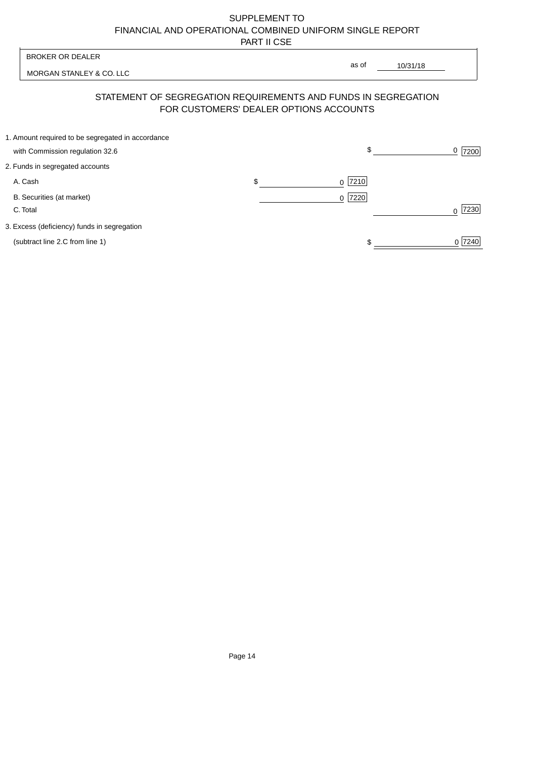SUPPLEMENT TO
FINANCIAL AND OPERATIONAL COMBINED UNIFORM SINGLE REPORT
PART II CSE

| BROKER OR DEALER | | |
|---|---|---|
| MORGAN STANLEY & CO. LLC | as of | 10/31/18 |

## STATEMENT OF SEGREGATION REQUIREMENTS AND FUNDS IN SEGREGATION FOR CUSTOMERS' DEALER OPTIONS ACCOUNTS

| | | |
|---|---|---|
| 1. Amount required to be segregated in accordance with Commission regulation 32.6 | | $ 0 [7200] |
| 2. Funds in segregated accounts | | |
| A. Cash | $ 0 [7210] | |
| B. Securities (at market) | 0 [7220] | |
| C. Total | | 0 [7230] |
| 3. Excess (deficiency) funds in segregation (subtract line 2.C from line 1) | | $ 0 [7240] |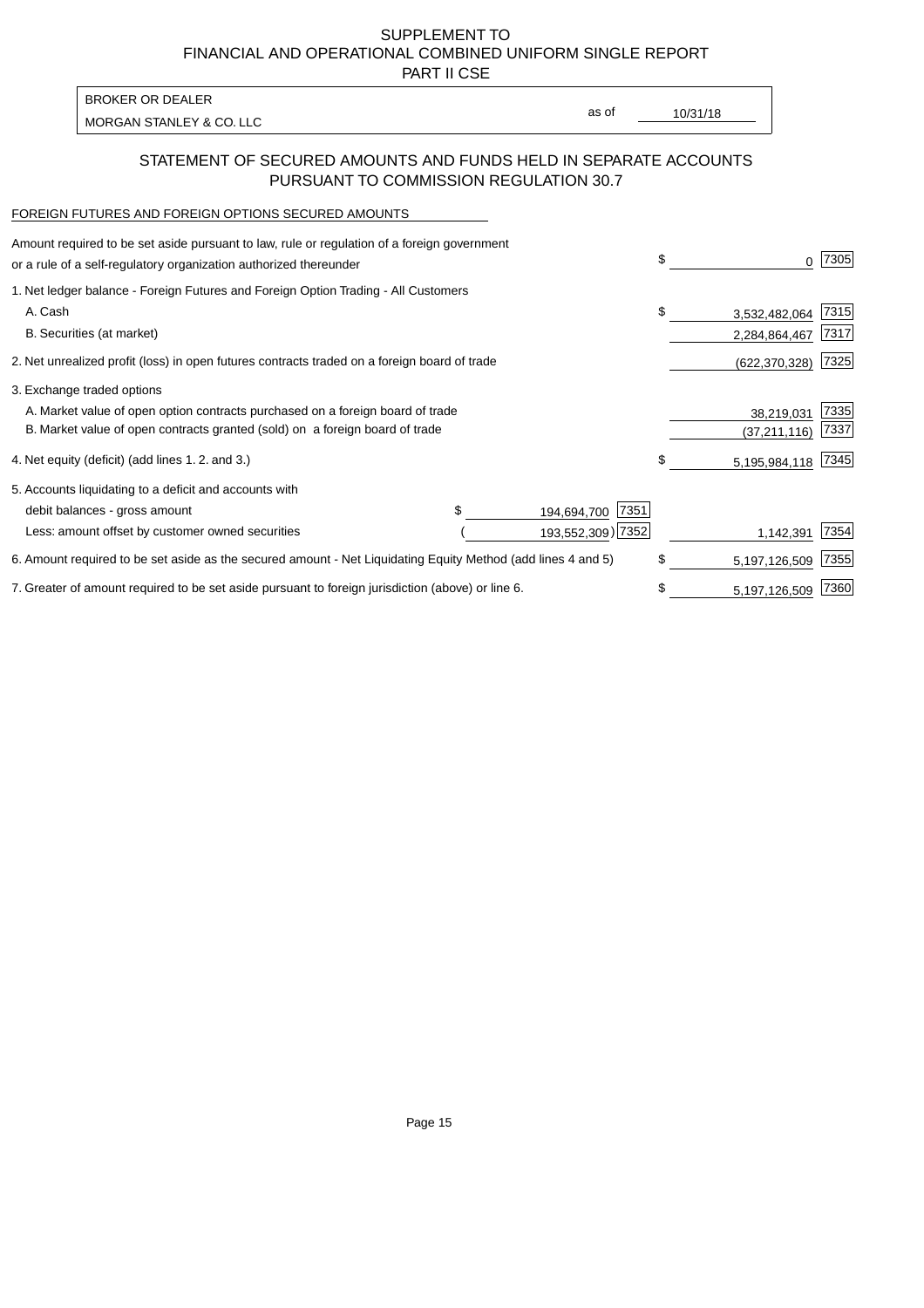SUPPLEMENT TO
FINANCIAL AND OPERATIONAL COMBINED UNIFORM SINGLE REPORT
PART II CSE

BROKER OR DEALER
MORGAN STANLEY & CO. LLC

as of 10/31/18

## STATEMENT OF SECURED AMOUNTS AND FUNDS HELD IN SEPARATE ACCOUNTS PURSUANT TO COMMISSION REGULATION 30.7

FOREIGN FUTURES AND FOREIGN OPTIONS SECURED AMOUNTS

| | | | | |
|---|---|---|---|---|
| Amount required to be set aside pursuant to law, rule or regulation of a foreign government or a rule of a self-regulatory organization authorized thereunder | | | $ 0 | 7305 |
| 1. Net ledger balance - Foreign Futures and Foreign Option Trading - All Customers | | | | |
| A. Cash | | | $ 3,532,482,064 | 7315 |
| B. Securities (at market) | | | 2,284,864,467 | 7317 |
| 2. Net unrealized profit (loss) in open futures contracts traded on a foreign board of trade | | | (622,370,328) | 7325 |
| 3. Exchange traded options | | | | |
| A. Market value of open option contracts purchased on a foreign board of trade | | | 38,219,031 | 7335 |
| B. Market value of open contracts granted (sold) on a foreign board of trade | | | (37,211,116) | 7337 |
| 4. Net equity (deficit) (add lines 1. 2. and 3.) | | | $ 5,195,984,118 | 7345 |
| 5. Accounts liquidating to a deficit and accounts with | | | | |
| debit balances - gross amount | $ 194,694,700 | 7351 | | |
| Less: amount offset by customer owned securities | (193,552,309) | 7352 | 1,142,391 | 7354 |
| 6. Amount required to be set aside as the secured amount - Net Liquidating Equity Method (add lines 4 and 5) | | | $ 5,197,126,509 | 7355 |
| 7. Greater of amount required to be set aside pursuant to foreign jurisdiction (above) or line 6. | | | $ 5,197,126,509 | 7360 |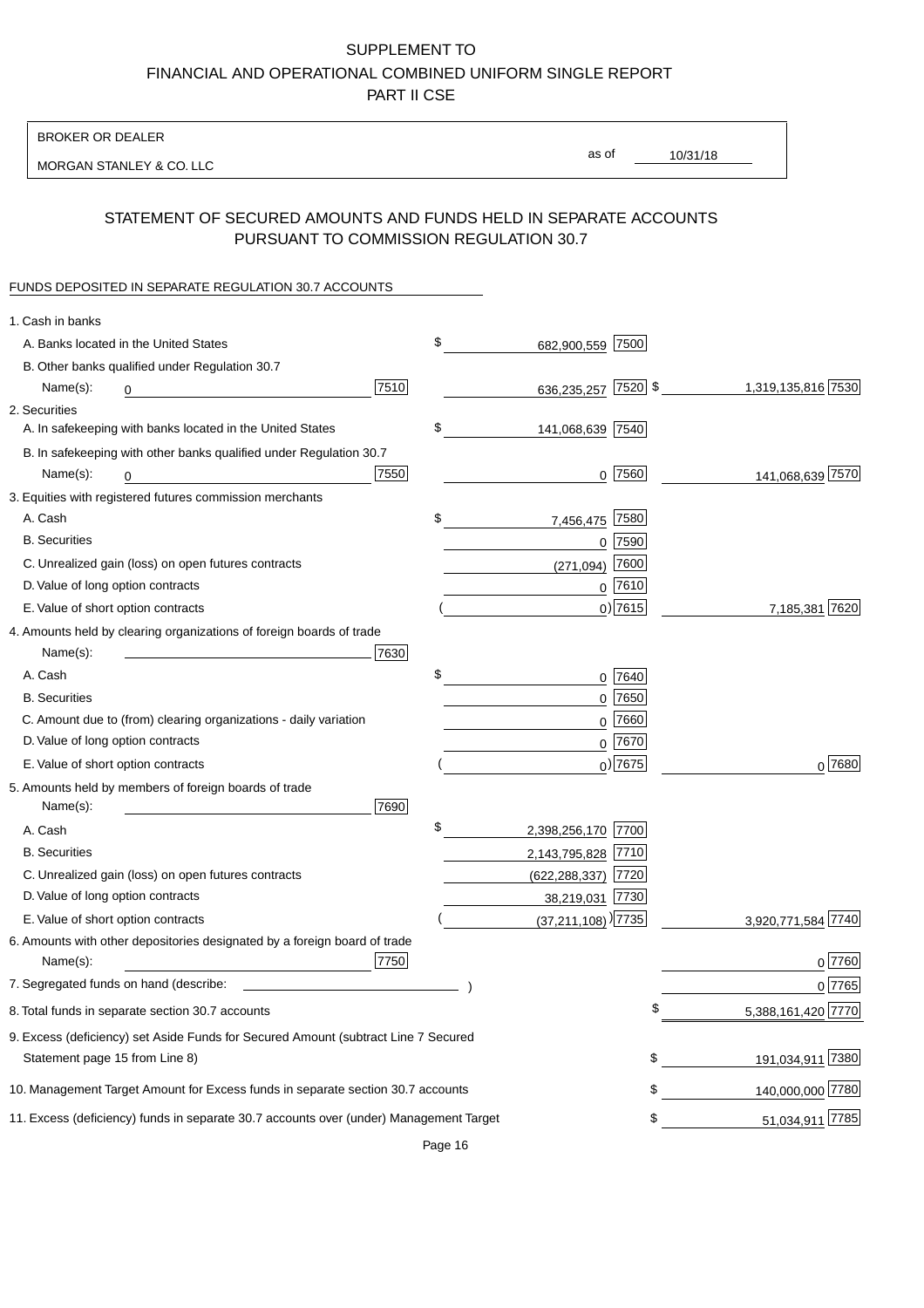SUPPLEMENT TO
FINANCIAL AND OPERATIONAL COMBINED UNIFORM SINGLE REPORT
PART II CSE

BROKER OR DEALER

MORGAN STANLEY & CO. LLC

as of 10/31/18

## STATEMENT OF SECURED AMOUNTS AND FUNDS HELD IN SEPARATE ACCOUNTS PURSUANT TO COMMISSION REGULATION 30.7

FUNDS DEPOSITED IN SEPARATE REGULATION 30.7 ACCOUNTS

| | | | |
|---|---|---|---|
| 1. Cash in banks | | | |
| A. Banks located in the United States | | $ 682,900,559 [7500] | |
| B. Other banks qualified under Regulation 30.7 Name(s): 0 | [7510] | 636,235,257 [7520] | $ 1,319,135,816 [7530] |
| 2. Securities | | | |
| A. In safekeeping with banks located in the United States | | $ 141,068,639 [7540] | |
| B. In safekeeping with other banks qualified under Regulation 30.7 Name(s): 0 | [7550] | 0 [7560] | 141,068,639 [7570] |
| 3. Equities with registered futures commission merchants | | | |
| A. Cash | | $ 7,456,475 [7580] | |
| B. Securities | | 0 [7590] | |
| C. Unrealized gain (loss) on open futures contracts | | (271,094) [7600] | |
| D. Value of long option contracts | | 0 [7610] | |
| E. Value of short option contracts | | ( 0) [7615] | 7,185,381 [7620] |
| 4. Amounts held by clearing organizations of foreign boards of trade Name(s): | [7630] | | |
| A. Cash | | $ 0 [7640] | |
| B. Securities | | 0 [7650] | |
| C. Amount due to (from) clearing organizations - daily variation | | 0 [7660] | |
| D. Value of long option contracts | | 0 [7670] | |
| E. Value of short option contracts | | ( 0) [7675] | 0 [7680] |
| 5. Amounts held by members of foreign boards of trade Name(s): | [7690] | | |
| A. Cash | | $ 2,398,256,170 [7700] | |
| B. Securities | | 2,143,795,828 [7710] | |
| C. Unrealized gain (loss) on open futures contracts | | (622,288,337) [7720] | |
| D. Value of long option contracts | | 38,219,031 [7730] | |
| E. Value of short option contracts | | ( (37,211,108) ) [7735] | 3,920,771,584 [7740] |
| 6. Amounts with other depositories designated by a foreign board of trade Name(s): | [7750] | | 0 [7760] |
| 7. Segregated funds on hand (describe: ) | | | 0 [7765] |
| 8. Total funds in separate section 30.7 accounts | | | $ 5,388,161,420 [7770] |
| 9. Excess (deficiency) set Aside Funds for Secured Amount (subtract Line 7 Secured Statement page 15 from Line 8) | | | $ 191,034,911 [7380] |
| 10. Management Target Amount for Excess funds in separate section 30.7 accounts | | | $ 140,000,000 [7780] |
| 11. Excess (deficiency) funds in separate 30.7 accounts over (under) Management Target | | | $ 51,034,911 [7785] |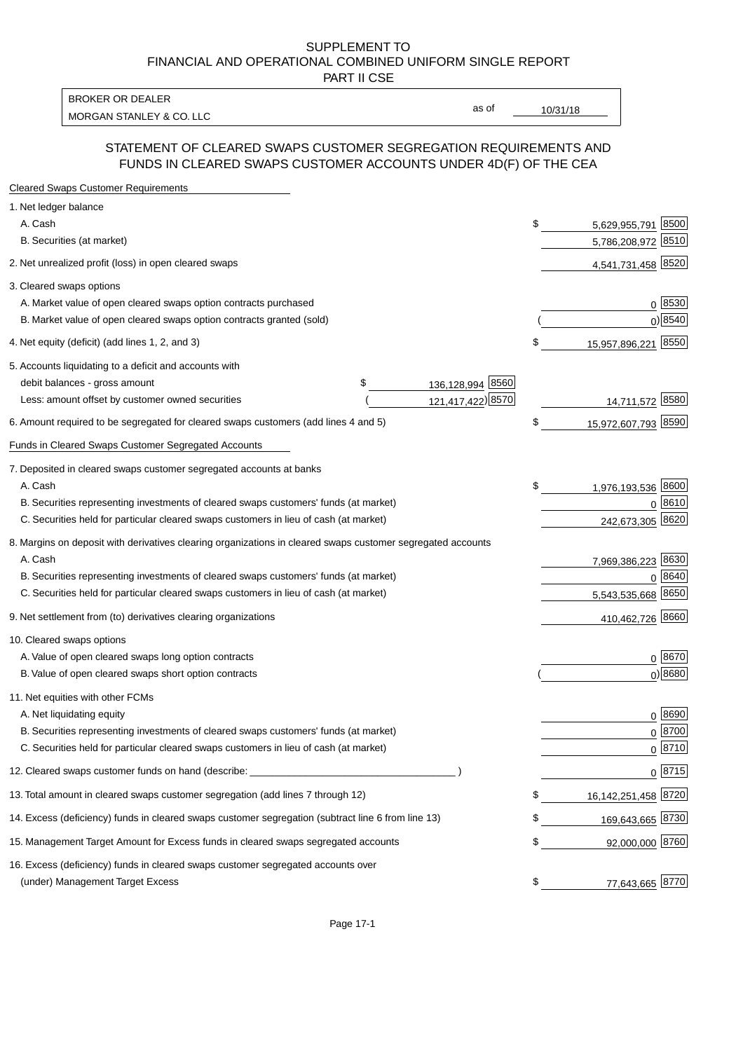SUPPLEMENT TO
FINANCIAL AND OPERATIONAL COMBINED UNIFORM SINGLE REPORT
PART II CSE

| | | |
|---|---|---|
| BROKER OR DEALER<br>MORGAN STANLEY & CO. LLC | as of | 10/31/18 |

## STATEMENT OF CLEARED SWAPS CUSTOMER SEGREGATION REQUIREMENTS AND FUNDS IN CLEARED SWAPS CUSTOMER ACCOUNTS UNDER 4D(F) OF THE CEA

| | | | |
|---|---|---|---|
| **Cleared Swaps Customer Requirements** | | | |
| 1. Net ledger balance | | | |
| A. Cash | | $ 5,629,955,791 | 8500 |
| B. Securities (at market) | | 5,786,208,972 | 8510 |
| 2. Net unrealized profit (loss) in open cleared swaps | | 4,541,731,458 | 8520 |
| 3. Cleared swaps options | | | |
| A. Market value of open cleared swaps option contracts purchased | | 0 | 8530 |
| B. Market value of open cleared swaps option contracts granted (sold) | | ( 0) | 8540 |
| 4. Net equity (deficit) (add lines 1, 2, and 3) | | $ 15,957,896,221 | 8550 |
| 5. Accounts liquidating to a deficit and accounts with | | | |
| debit balances - gross amount | $ 136,128,994 8560 | | |
| Less: amount offset by customer owned securities | ( 121,417,422) 8570 | 14,711,572 | 8580 |
| 6. Amount required to be segregated for cleared swaps customers (add lines 4 and 5) | | $ 15,972,607,793 | 8590 |
| **Funds in Cleared Swaps Customer Segregated Accounts** | | | |
| 7. Deposited in cleared swaps customer segregated accounts at banks | | | |
| A. Cash | | $ 1,976,193,536 | 8600 |
| B. Securities representing investments of cleared swaps customers' funds (at market) | | 0 | 8610 |
| C. Securities held for particular cleared swaps customers in lieu of cash (at market) | | 242,673,305 | 8620 |
| 8. Margins on deposit with derivatives clearing organizations in cleared swaps customer segregated accounts | | | |
| A. Cash | | 7,969,386,223 | 8630 |
| B. Securities representing investments of cleared swaps customers' funds (at market) | | 0 | 8640 |
| C. Securities held for particular cleared swaps customers in lieu of cash (at market) | | 5,543,535,668 | 8650 |
| 9. Net settlement from (to) derivatives clearing organizations | | 410,462,726 | 8660 |
| 10. Cleared swaps options | | | |
| A. Value of open cleared swaps long option contracts | | 0 | 8670 |
| B. Value of open cleared swaps short option contracts | | ( 0) | 8680 |
| 11. Net equities with other FCMs | | | |
| A. Net liquidating equity | | 0 | 8690 |
| B. Securities representing investments of cleared swaps customers' funds (at market) | | 0 | 8700 |
| C. Securities held for particular cleared swaps customers in lieu of cash (at market) | | 0 | 8710 |
| 12. Cleared swaps customer funds on hand (describe: ____________________ ) | | 0 | 8715 |
| 13. Total amount in cleared swaps customer segregation (add lines 7 through 12) | | $ 16,142,251,458 | 8720 |
| 14. Excess (deficiency) funds in cleared swaps customer segregation (subtract line 6 from line 13) | | $ 169,643,665 | 8730 |
| 15. Management Target Amount for Excess funds in cleared swaps segregated accounts | | $ 92,000,000 | 8760 |
| 16. Excess (deficiency) funds in cleared swaps customer segregated accounts over (under) Management Target Excess | | $ 77,643,665 | 8770 |

Page 17-1